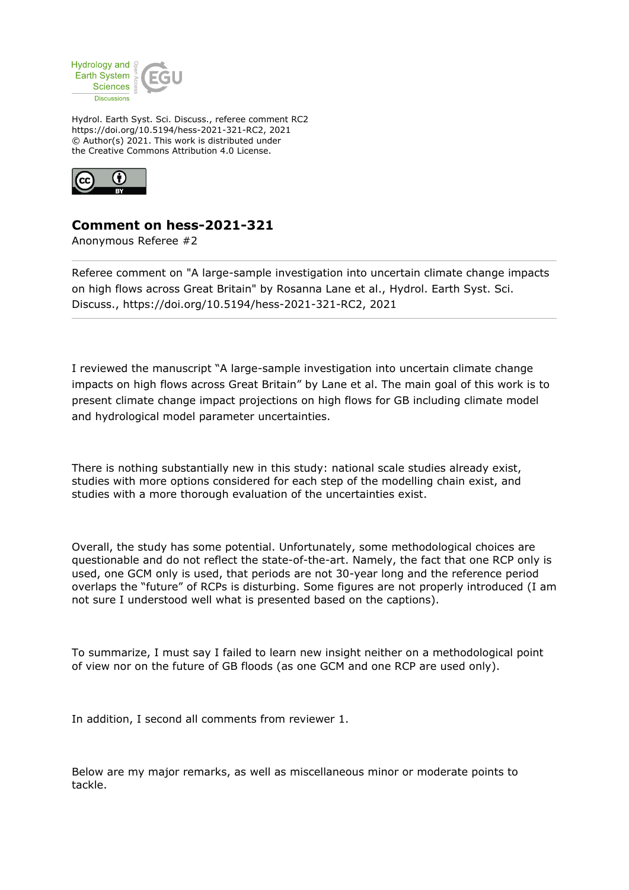Hydrol. Earth Syst. Sci. Discuss., referee comment RC2
https://doi.org/10.5194/hess-2021-321-RC2, 2021
© Author(s) 2021. This work is distributed under
the Creative Commons Attribution 4.0 License.

## Comment on hess-2021-321

Anonymous Referee #2

---

Referee comment on "A large-sample investigation into uncertain climate change impacts on high flows across Great Britain" by Rosanna Lane et al., Hydrol. Earth Syst. Sci. Discuss., https://doi.org/10.5194/hess-2021-321-RC2, 2021

---

I reviewed the manuscript "A large-sample investigation into uncertain climate change impacts on high flows across Great Britain" by Lane et al. The main goal of this work is to present climate change impact projections on high flows for GB including climate model and hydrological model parameter uncertainties.

There is nothing substantially new in this study: national scale studies already exist, studies with more options considered for each step of the modelling chain exist, and studies with a more thorough evaluation of the uncertainties exist.

Overall, the study has some potential. Unfortunately, some methodological choices are questionable and do not reflect the state-of-the-art. Namely, the fact that one RCP only is used, one GCM only is used, that periods are not 30-year long and the reference period overlaps the "future" of RCPs is disturbing. Some figures are not properly introduced (I am not sure I understood well what is presented based on the captions).

To summarize, I must say I failed to learn new insight neither on a methodological point of view nor on the future of GB floods (as one GCM and one RCP are used only).

In addition, I second all comments from reviewer 1.

Below are my major remarks, as well as miscellaneous minor or moderate points to tackle.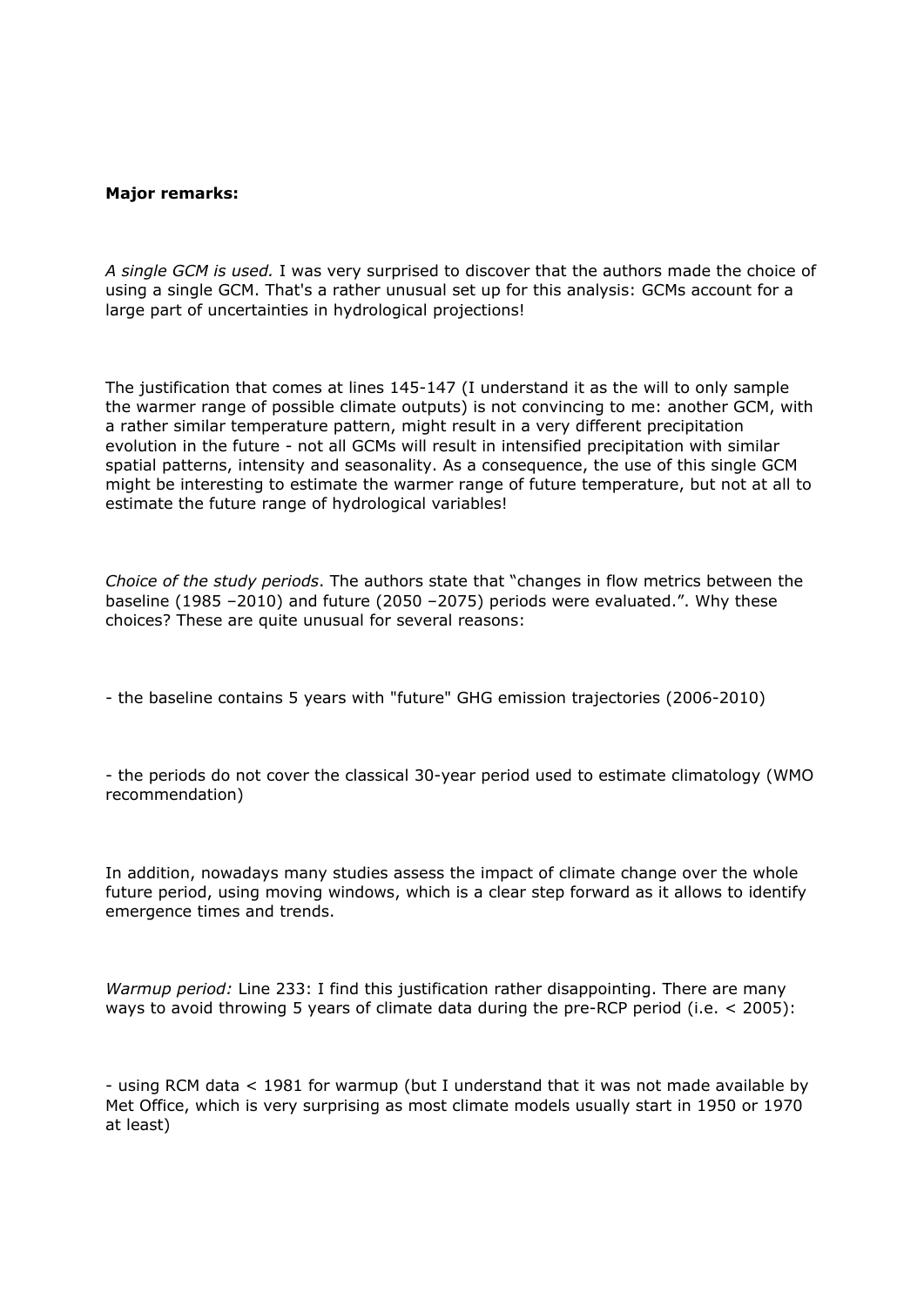**Major remarks:**

*A single GCM is used.* I was very surprised to discover that the authors made the choice of using a single GCM. That's a rather unusual set up for this analysis: GCMs account for a large part of uncertainties in hydrological projections!

The justification that comes at lines 145-147 (I understand it as the will to only sample the warmer range of possible climate outputs) is not convincing to me: another GCM, with a rather similar temperature pattern, might result in a very different precipitation evolution in the future - not all GCMs will result in intensified precipitation with similar spatial patterns, intensity and seasonality. As a consequence, the use of this single GCM might be interesting to estimate the warmer range of future temperature, but not at all to estimate the future range of hydrological variables!

*Choice of the study periods*. The authors state that "changes in flow metrics between the baseline (1985 –2010) and future (2050 –2075) periods were evaluated.". Why these choices? These are quite unusual for several reasons:

- the baseline contains 5 years with "future" GHG emission trajectories (2006-2010)

- the periods do not cover the classical 30-year period used to estimate climatology (WMO recommendation)

In addition, nowadays many studies assess the impact of climate change over the whole future period, using moving windows, which is a clear step forward as it allows to identify emergence times and trends.

*Warmup period:* Line 233: I find this justification rather disappointing. There are many ways to avoid throwing 5 years of climate data during the pre-RCP period (i.e. < 2005):

- using RCM data < 1981 for warmup (but I understand that it was not made available by Met Office, which is very surprising as most climate models usually start in 1950 or 1970 at least)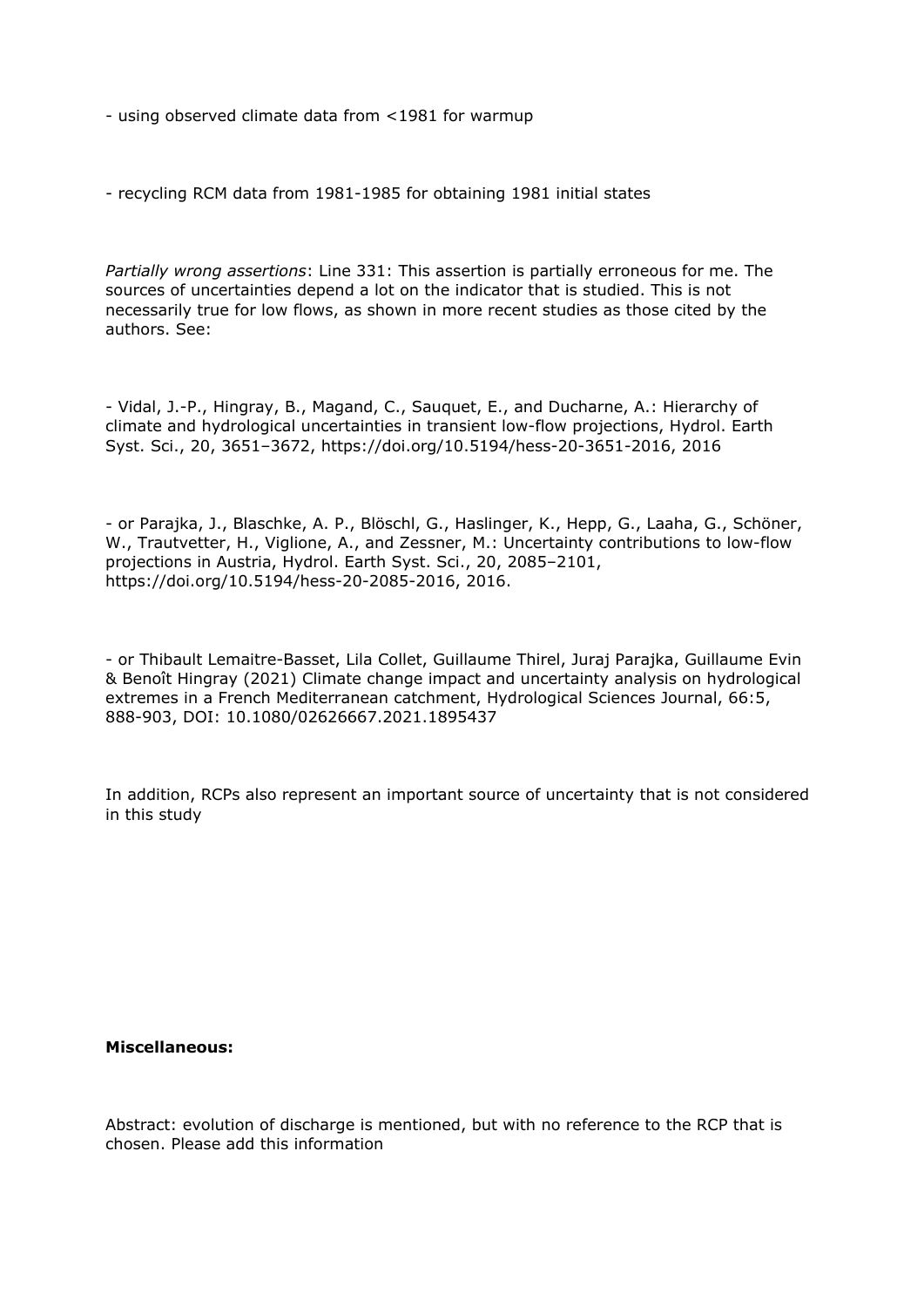- using observed climate data from <1981 for warmup

- recycling RCM data from 1981-1985 for obtaining 1981 initial states

*Partially wrong assertions*: Line 331: This assertion is partially erroneous for me. The sources of uncertainties depend a lot on the indicator that is studied. This is not necessarily true for low flows, as shown in more recent studies as those cited by the authors. See:

- Vidal, J.-P., Hingray, B., Magand, C., Sauquet, E., and Ducharne, A.: Hierarchy of climate and hydrological uncertainties in transient low-flow projections, Hydrol. Earth Syst. Sci., 20, 3651–3672, https://doi.org/10.5194/hess-20-3651-2016, 2016

- or Parajka, J., Blaschke, A. P., Blöschl, G., Haslinger, K., Hepp, G., Laaha, G., Schöner, W., Trautvetter, H., Viglione, A., and Zessner, M.: Uncertainty contributions to low-flow projections in Austria, Hydrol. Earth Syst. Sci., 20, 2085–2101, https://doi.org/10.5194/hess-20-2085-2016, 2016.

- or Thibault Lemaitre-Basset, Lila Collet, Guillaume Thirel, Juraj Parajka, Guillaume Evin & Benoît Hingray (2021) Climate change impact and uncertainty analysis on hydrological extremes in a French Mediterranean catchment, Hydrological Sciences Journal, 66:5, 888-903, DOI: 10.1080/02626667.2021.1895437

In addition, RCPs also represent an important source of uncertainty that is not considered in this study

**Miscellaneous:**

Abstract: evolution of discharge is mentioned, but with no reference to the RCP that is chosen. Please add this information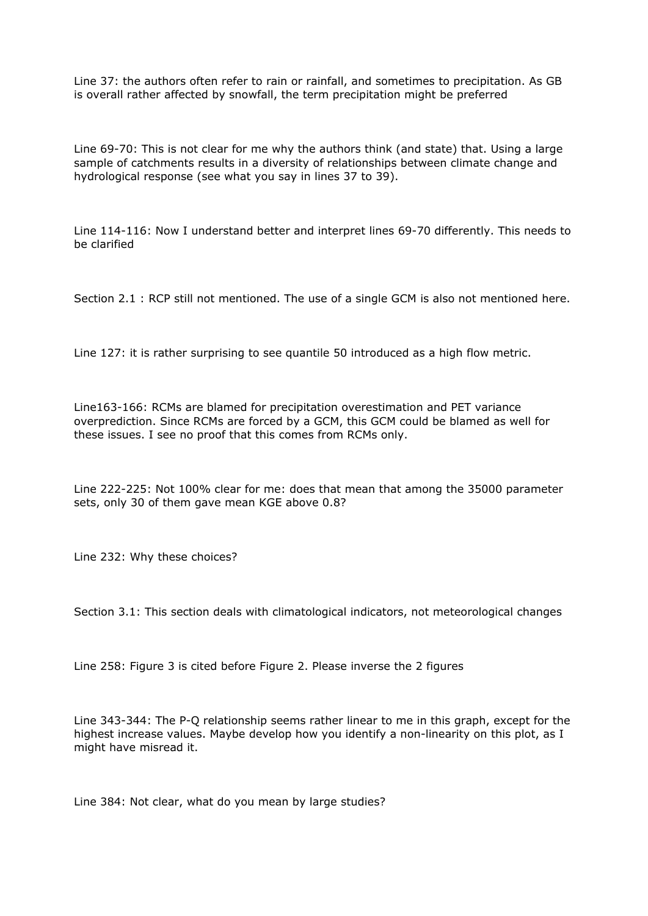Line 37: the authors often refer to rain or rainfall, and sometimes to precipitation. As GB is overall rather affected by snowfall, the term precipitation might be preferred

Line 69-70: This is not clear for me why the authors think (and state) that. Using a large sample of catchments results in a diversity of relationships between climate change and hydrological response (see what you say in lines 37 to 39).

Line 114-116: Now I understand better and interpret lines 69-70 differently. This needs to be clarified

Section 2.1 : RCP still not mentioned. The use of a single GCM is also not mentioned here.

Line 127: it is rather surprising to see quantile 50 introduced as a high flow metric.

Line163-166: RCMs are blamed for precipitation overestimation and PET variance overprediction. Since RCMs are forced by a GCM, this GCM could be blamed as well for these issues. I see no proof that this comes from RCMs only.

Line 222-225: Not 100% clear for me: does that mean that among the 35000 parameter sets, only 30 of them gave mean KGE above 0.8?

Line 232: Why these choices?

Section 3.1: This section deals with climatological indicators, not meteorological changes

Line 258: Figure 3 is cited before Figure 2. Please inverse the 2 figures

Line 343-344: The P-Q relationship seems rather linear to me in this graph, except for the highest increase values. Maybe develop how you identify a non-linearity on this plot, as I might have misread it.

Line 384: Not clear, what do you mean by large studies?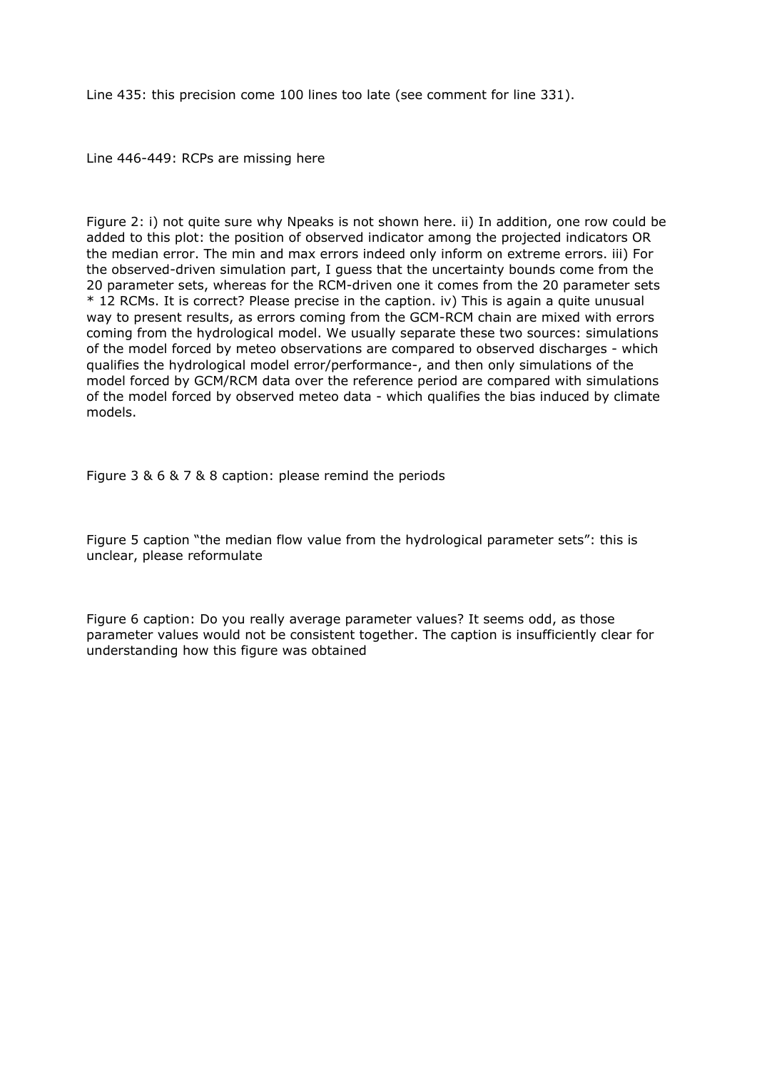Line 435: this precision come 100 lines too late (see comment for line 331).

Line 446-449: RCPs are missing here

Figure 2: i) not quite sure why Npeaks is not shown here. ii) In addition, one row could be added to this plot: the position of observed indicator among the projected indicators OR the median error. The min and max errors indeed only inform on extreme errors. iii) For the observed-driven simulation part, I guess that the uncertainty bounds come from the 20 parameter sets, whereas for the RCM-driven one it comes from the 20 parameter sets * 12 RCMs. It is correct? Please precise in the caption. iv) This is again a quite unusual way to present results, as errors coming from the GCM-RCM chain are mixed with errors coming from the hydrological model. We usually separate these two sources: simulations of the model forced by meteo observations are compared to observed discharges - which qualifies the hydrological model error/performance-, and then only simulations of the model forced by GCM/RCM data over the reference period are compared with simulations of the model forced by observed meteo data - which qualifies the bias induced by climate models.

Figure 3 & 6 & 7 & 8 caption: please remind the periods

Figure 5 caption "the median flow value from the hydrological parameter sets": this is unclear, please reformulate

Figure 6 caption: Do you really average parameter values? It seems odd, as those parameter values would not be consistent together. The caption is insufficiently clear for understanding how this figure was obtained